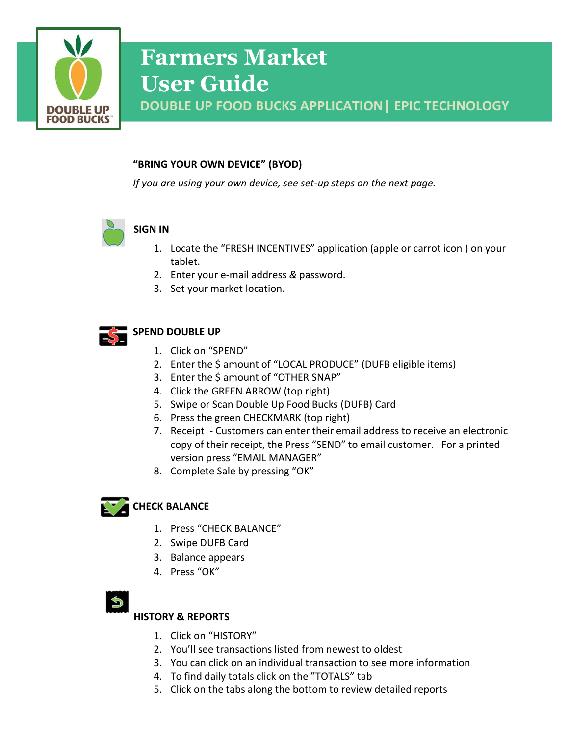# Farmers Market User Guide

## DOUBLE UP FOOD BUCKS APPLICATION| EPIC TECHNOLOGY

**"BRING YOUR OWN DEVICE" (BYOD)**

*If you are using your own device, see set-up steps on the next page.*

### SIGN IN

1. Locate the "FRESH INCENTIVES" application (apple or carrot icon ) on your tablet.
2. Enter your e-mail address & password.
3. Set your market location.

### SPEND DOUBLE UP

1. Click on "SPEND"
2. Enter the $ amount of "LOCAL PRODUCE" (DUFB eligible items)
3. Enter the $ amount of "OTHER SNAP"
4. Click the GREEN ARROW (top right)
5. Swipe or Scan Double Up Food Bucks (DUFB) Card
6. Press the green CHECKMARK (top right)
7. Receipt - Customers can enter their email address to receive an electronic copy of their receipt, the Press "SEND" to email customer. For a printed version press "EMAIL MANAGER"
8. Complete Sale by pressing "OK"

### CHECK BALANCE

1. Press "CHECK BALANCE"
2. Swipe DUFB Card
3. Balance appears
4. Press "OK"

### HISTORY & REPORTS

1. Click on "HISTORY"
2. You'll see transactions listed from newest to oldest
3. You can click on an individual transaction to see more information
4. To find daily totals click on the "TOTALS" tab
5. Click on the tabs along the bottom to review detailed reports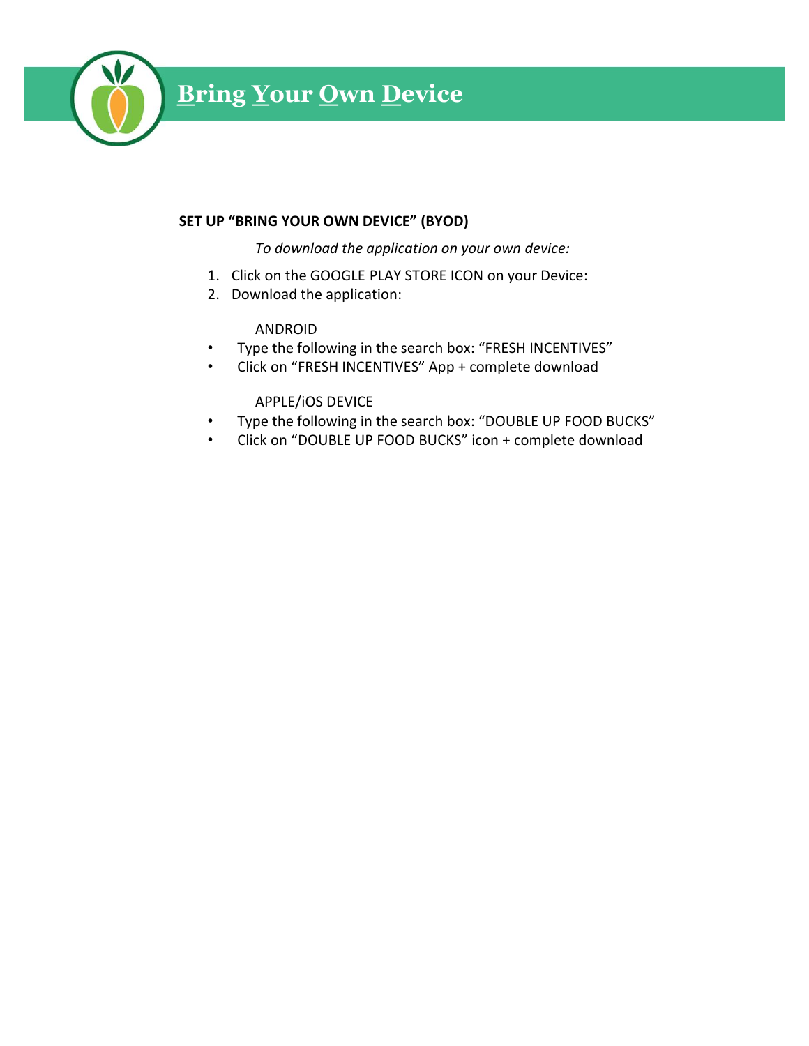# Bring Your Own Device

**SET UP "BRING YOUR OWN DEVICE" (BYOD)**

*To download the application on your own device:*

1. Click on the GOOGLE PLAY STORE ICON on your Device:
2. Download the application:

ANDROID

- Type the following in the search box: "FRESH INCENTIVES"
- Click on "FRESH INCENTIVES" App + complete download

APPLE/iOS DEVICE

- Type the following in the search box: "DOUBLE UP FOOD BUCKS"
- Click on "DOUBLE UP FOOD BUCKS" icon + complete download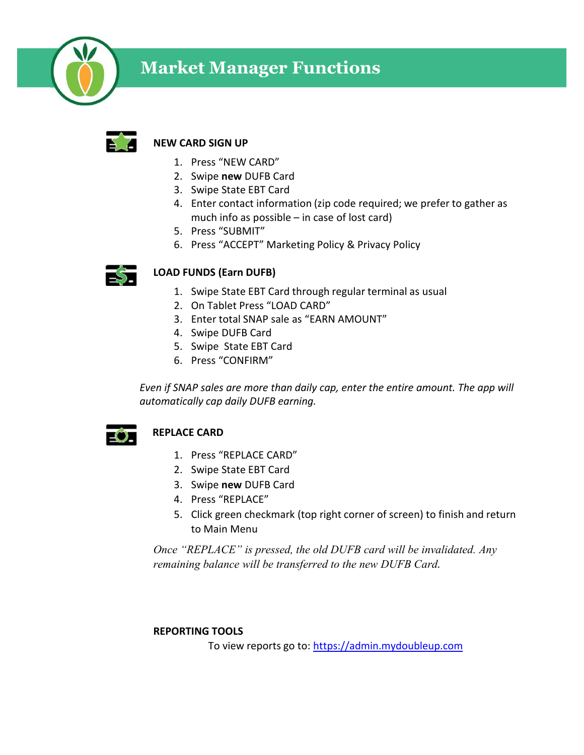# Market Manager Functions

### NEW CARD SIGN UP

1. Press “NEW CARD”
2. Swipe **new** DUFB Card
3. Swipe State EBT Card
4. Enter contact information (zip code required; we prefer to gather as much info as possible – in case of lost card)
5. Press “SUBMIT”
6. Press “ACCEPT” Marketing Policy & Privacy Policy

### LOAD FUNDS (Earn DUFB)

1. Swipe State EBT Card through regular terminal as usual
2. On Tablet Press “LOAD CARD”
3. Enter total SNAP sale as “EARN AMOUNT”
4. Swipe DUFB Card
5. Swipe State EBT Card
6. Press “CONFIRM”

*Even if SNAP sales are more than daily cap, enter the entire amount. The app will automatically cap daily DUFB earning.*

### REPLACE CARD

1. Press “REPLACE CARD”
2. Swipe State EBT Card
3. Swipe **new** DUFB Card
4. Press “REPLACE”
5. Click green checkmark (top right corner of screen) to finish and return to Main Menu

*Once “REPLACE” is pressed, the old DUFB card will be invalidated. Any remaining balance will be transferred to the new DUFB Card.*

### REPORTING TOOLS

To view reports go to: https://admin.mydoubleup.com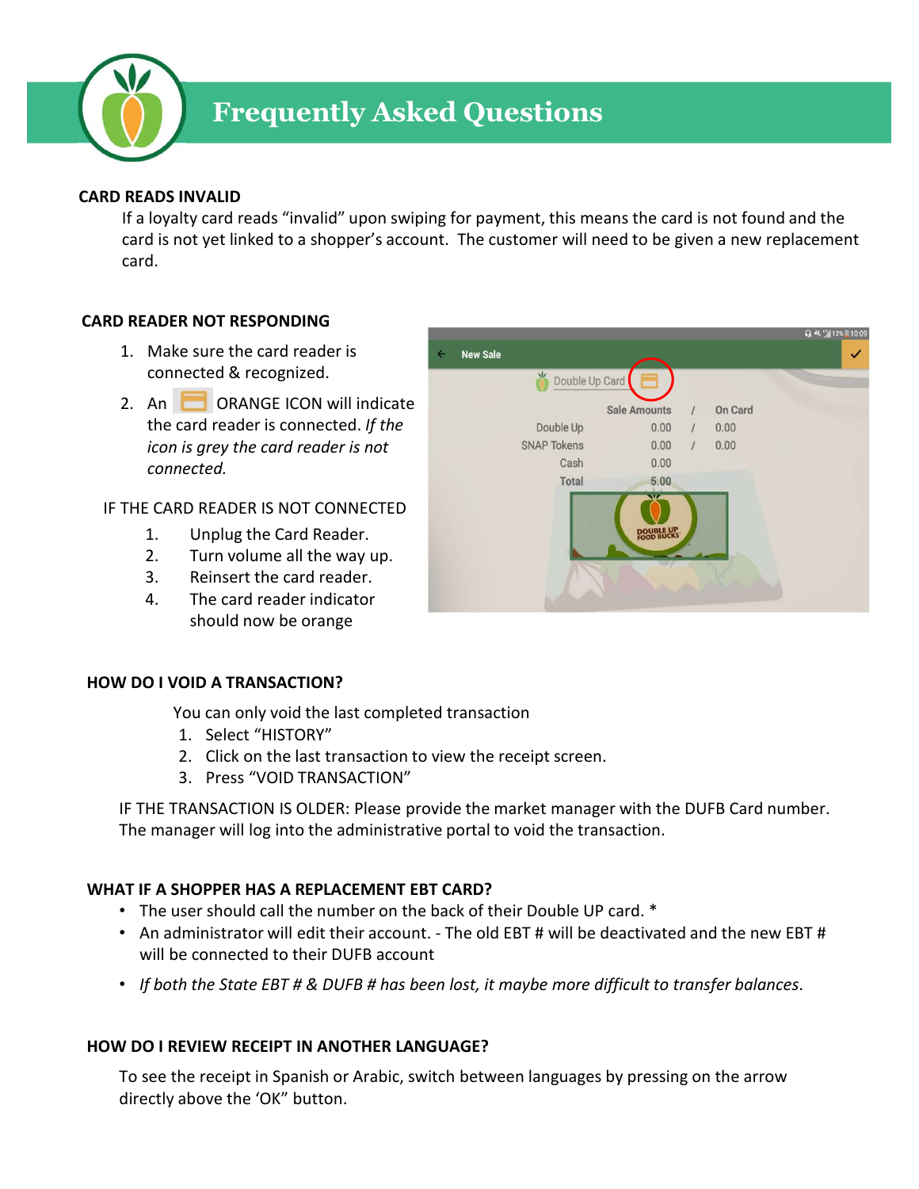# Frequently Asked Questions

## CARD READS INVALID

If a loyalty card reads "invalid" upon swiping for payment, this means the card is not found and the card is not yet linked to a shopper's account. The customer will need to be given a new replacement card.

## CARD READER NOT RESPONDING

1. Make sure the card reader is connected & recognized.
2. An ORANGE ICON will indicate the card reader is connected. *If the icon is grey the card reader is not connected.*

IF THE CARD READER IS NOT CONNECTED

1. Unplug the Card Reader.
2. Turn volume all the way up.
3. Reinsert the card reader.
4. The card reader indicator should now be orange

## HOW DO I VOID A TRANSACTION?

You can only void the last completed transaction

1. Select "HISTORY"
2. Click on the last transaction to view the receipt screen.
3. Press "VOID TRANSACTION"

IF THE TRANSACTION IS OLDER: Please provide the market manager with the DUFB Card number. The manager will log into the administrative portal to void the transaction.

## WHAT IF A SHOPPER HAS A REPLACEMENT EBT CARD?

- The user should call the number on the back of their Double UP card. *
- An administrator will edit their account. - The old EBT # will be deactivated and the new EBT # will be connected to their DUFB account
- *If both the State EBT # & DUFB # has been lost, it maybe more difficult to transfer balances.*

## HOW DO I REVIEW RECEIPT IN ANOTHER LANGUAGE?

To see the receipt in Spanish or Arabic, switch between languages by pressing on the arrow directly above the 'OK" button.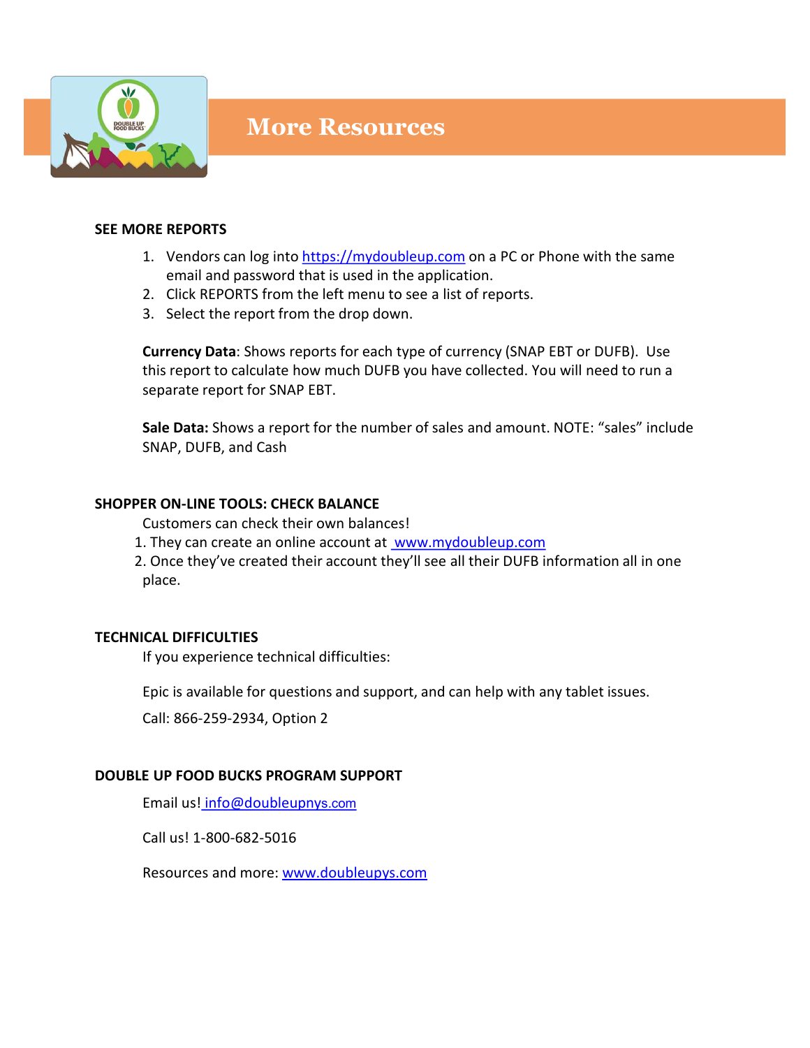# More Resources

**SEE MORE REPORTS**

1. Vendors can log into https://mydoubleup.com on a PC or Phone with the same email and password that is used in the application.
2. Click REPORTS from the left menu to see a list of reports.
3. Select the report from the drop down.

**Currency Data**: Shows reports for each type of currency (SNAP EBT or DUFB). Use this report to calculate how much DUFB you have collected. You will need to run a separate report for SNAP EBT.

**Sale Data:** Shows a report for the number of sales and amount. NOTE: "sales" include SNAP, DUFB, and Cash

**SHOPPER ON-LINE TOOLS: CHECK BALANCE**

Customers can check their own balances!

1. They can create an online account at www.mydoubleup.com
2. Once they've created their account they'll see all their DUFB information all in one place.

**TECHNICAL DIFFICULTIES**

If you experience technical difficulties:

Epic is available for questions and support, and can help with any tablet issues.

Call: 866-259-2934, Option 2

**DOUBLE UP FOOD BUCKS PROGRAM SUPPORT**

Email us! info@doubleupnys.com

Call us! 1-800-682-5016

Resources and more: www.doubleupys.com